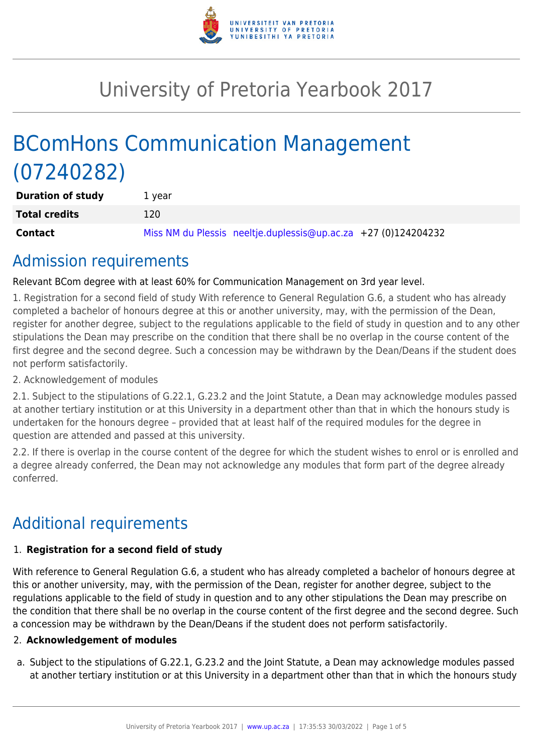# University of Pretoria Yearbook 2017

# BComHons Communication Management (07240282)

| | |
|---|---|
| **Duration of study** | 1 year |
| **Total credits** | 120 |
| **Contact** | Miss NM du Plessis neeltje.duplessis@up.ac.za +27 (0)124204232 |

## Admission requirements

Relevant BCom degree with at least 60% for Communication Management on 3rd year level.

1. Registration for a second field of study With reference to General Regulation G.6, a student who has already completed a bachelor of honours degree at this or another university, may, with the permission of the Dean, register for another degree, subject to the regulations applicable to the field of study in question and to any other stipulations the Dean may prescribe on the condition that there shall be no overlap in the course content of the first degree and the second degree. Such a concession may be withdrawn by the Dean/Deans if the student does not perform satisfactorily.

2. Acknowledgement of modules

2.1. Subject to the stipulations of G.22.1, G.23.2 and the Joint Statute, a Dean may acknowledge modules passed at another tertiary institution or at this University in a department other than that in which the honours study is undertaken for the honours degree – provided that at least half of the required modules for the degree in question are attended and passed at this university.

2.2. If there is overlap in the course content of the degree for which the student wishes to enrol or is enrolled and a degree already conferred, the Dean may not acknowledge any modules that form part of the degree already conferred.

## Additional requirements

1. **Registration for a second field of study**

With reference to General Regulation G.6, a student who has already completed a bachelor of honours degree at this or another university, may, with the permission of the Dean, register for another degree, subject to the regulations applicable to the field of study in question and to any other stipulations the Dean may prescribe on the condition that there shall be no overlap in the course content of the first degree and the second degree. Such a concession may be withdrawn by the Dean/Deans if the student does not perform satisfactorily.

2. **Acknowledgement of modules**

a. Subject to the stipulations of G.22.1, G.23.2 and the Joint Statute, a Dean may acknowledge modules passed at another tertiary institution or at this University in a department other than that in which the honours study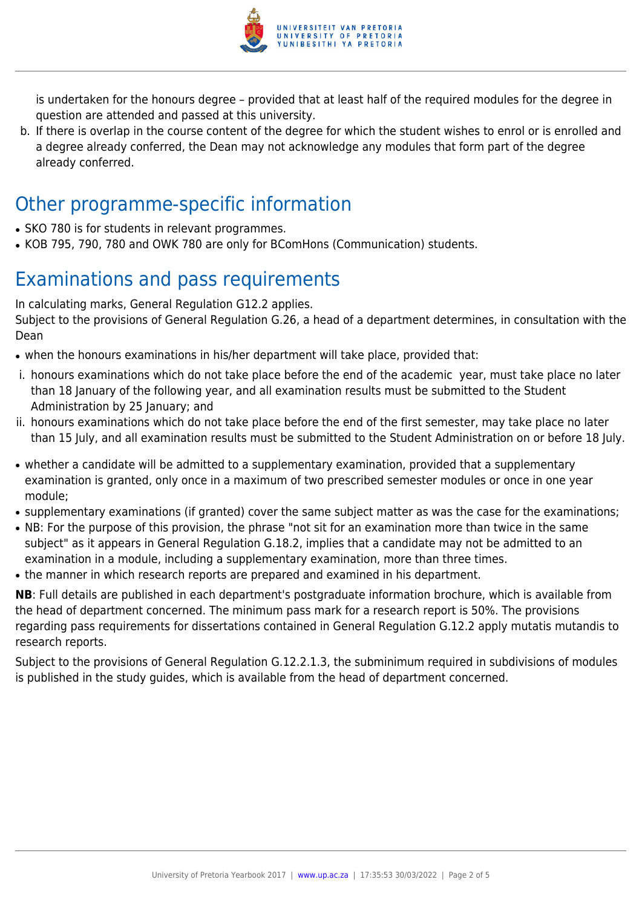is undertaken for the honours degree – provided that at least half of the required modules for the degree in question are attended and passed at this university.

b. If there is overlap in the course content of the degree for which the student wishes to enrol or is enrolled and a degree already conferred, the Dean may not acknowledge any modules that form part of the degree already conferred.

## Other programme-specific information

- SKO 780 is for students in relevant programmes.
- KOB 795, 790, 780 and OWK 780 are only for BComHons (Communication) students.

## Examinations and pass requirements

In calculating marks, General Regulation G12.2 applies.
Subject to the provisions of General Regulation G.26, a head of a department determines, in consultation with the Dean

- when the honours examinations in his/her department will take place, provided that:

i. honours examinations which do not take place before the end of the academic year, must take place no later than 18 January of the following year, and all examination results must be submitted to the Student Administration by 25 January; and
ii. honours examinations which do not take place before the end of the first semester, may take place no later than 15 July, and all examination results must be submitted to the Student Administration on or before 18 July.

- whether a candidate will be admitted to a supplementary examination, provided that a supplementary examination is granted, only once in a maximum of two prescribed semester modules or once in one year module;
- supplementary examinations (if granted) cover the same subject matter as was the case for the examinations;
- NB: For the purpose of this provision, the phrase "not sit for an examination more than twice in the same subject" as it appears in General Regulation G.18.2, implies that a candidate may not be admitted to an examination in a module, including a supplementary examination, more than three times.
- the manner in which research reports are prepared and examined in his department.

**NB**: Full details are published in each department's postgraduate information brochure, which is available from the head of department concerned. The minimum pass mark for a research report is 50%. The provisions regarding pass requirements for dissertations contained in General Regulation G.12.2 apply mutatis mutandis to research reports.

Subject to the provisions of General Regulation G.12.2.1.3, the subminimum required in subdivisions of modules is published in the study guides, which is available from the head of department concerned.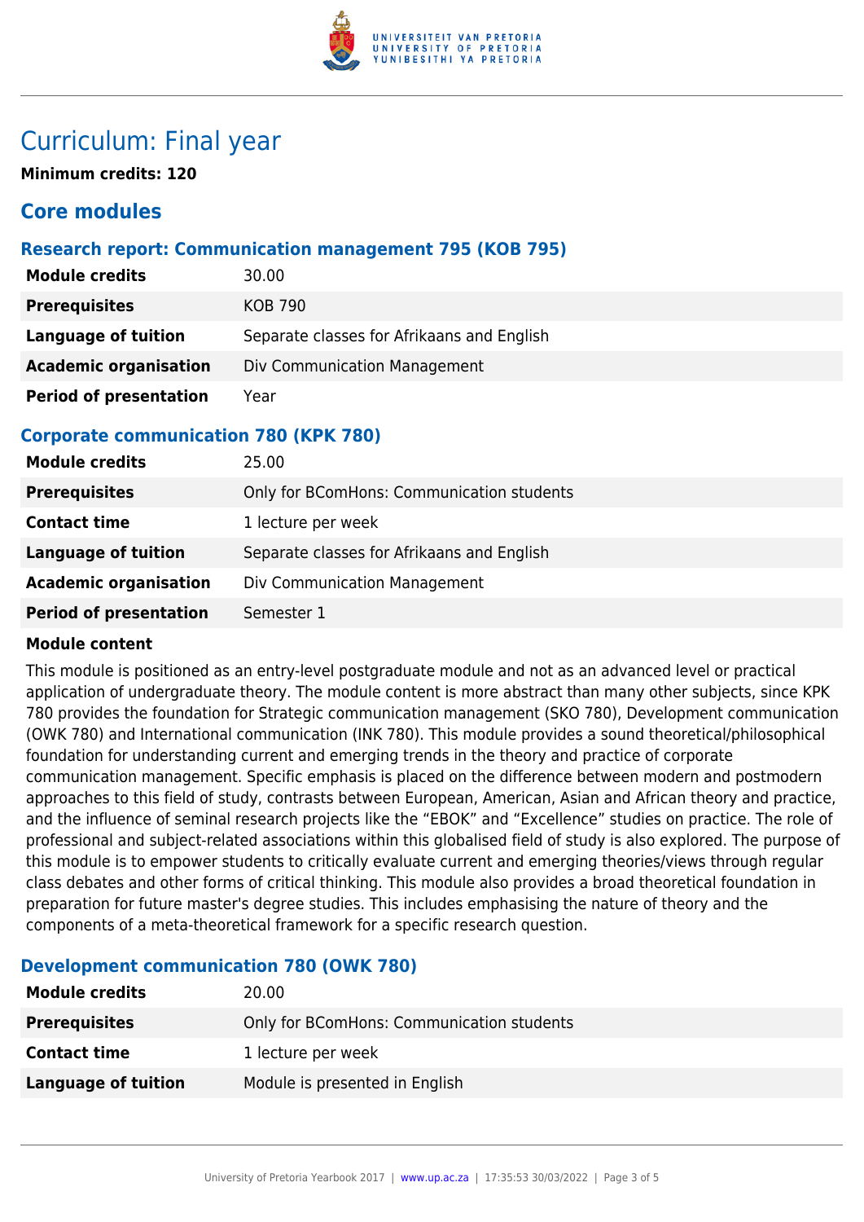# Curriculum: Final year

**Minimum credits: 120**

## Core modules

### Research report: Communication management 795 (KOB 795)

| | |
|---|---|
| **Module credits** | 30.00 |
| **Prerequisites** | KOB 790 |
| **Language of tuition** | Separate classes for Afrikaans and English |
| **Academic organisation** | Div Communication Management |
| **Period of presentation** | Year |

### Corporate communication 780 (KPK 780)

| | |
|---|---|
| **Module credits** | 25.00 |
| **Prerequisites** | Only for BComHons: Communication students |
| **Contact time** | 1 lecture per week |
| **Language of tuition** | Separate classes for Afrikaans and English |
| **Academic organisation** | Div Communication Management |
| **Period of presentation** | Semester 1 |

**Module content**

This module is positioned as an entry-level postgraduate module and not as an advanced level or practical application of undergraduate theory. The module content is more abstract than many other subjects, since KPK 780 provides the foundation for Strategic communication management (SKO 780), Development communication (OWK 780) and International communication (INK 780). This module provides a sound theoretical/philosophical foundation for understanding current and emerging trends in the theory and practice of corporate communication management. Specific emphasis is placed on the difference between modern and postmodern approaches to this field of study, contrasts between European, American, Asian and African theory and practice, and the influence of seminal research projects like the “EBOK” and “Excellence” studies on practice. The role of professional and subject-related associations within this globalised field of study is also explored. The purpose of this module is to empower students to critically evaluate current and emerging theories/views through regular class debates and other forms of critical thinking. This module also provides a broad theoretical foundation in preparation for future master's degree studies. This includes emphasising the nature of theory and the components of a meta-theoretical framework for a specific research question.

### Development communication 780 (OWK 780)

| | |
|---|---|
| **Module credits** | 20.00 |
| **Prerequisites** | Only for BComHons: Communication students |
| **Contact time** | 1 lecture per week |
| **Language of tuition** | Module is presented in English |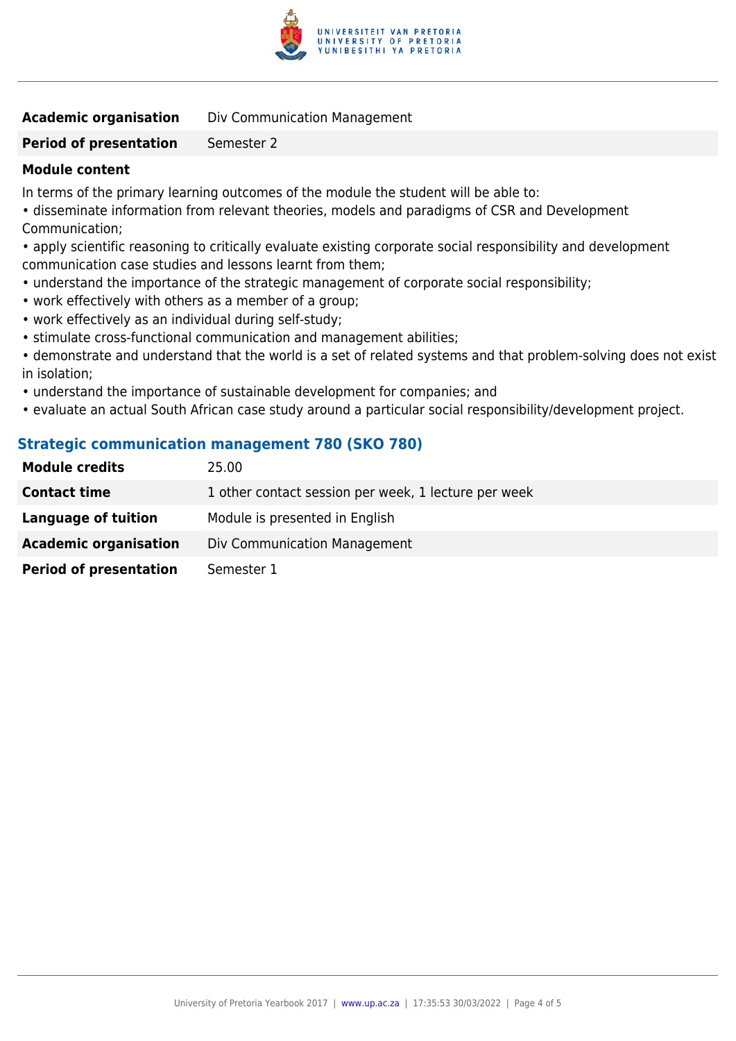| | |
|---|---|
| **Academic organisation** | Div Communication Management |
| **Period of presentation** | Semester 2 |

**Module content**

In terms of the primary learning outcomes of the module the student will be able to:

- disseminate information from relevant theories, models and paradigms of CSR and Development Communication;
- apply scientific reasoning to critically evaluate existing corporate social responsibility and development communication case studies and lessons learnt from them;
- understand the importance of the strategic management of corporate social responsibility;
- work effectively with others as a member of a group;
- work effectively as an individual during self-study;
- stimulate cross-functional communication and management abilities;
- demonstrate and understand that the world is a set of related systems and that problem-solving does not exist in isolation;
- understand the importance of sustainable development for companies; and
- evaluate an actual South African case study around a particular social responsibility/development project.

### Strategic communication management 780 (SKO 780)

| | |
|---|---|
| **Module credits** | 25.00 |
| **Contact time** | 1 other contact session per week, 1 lecture per week |
| **Language of tuition** | Module is presented in English |
| **Academic organisation** | Div Communication Management |
| **Period of presentation** | Semester 1 |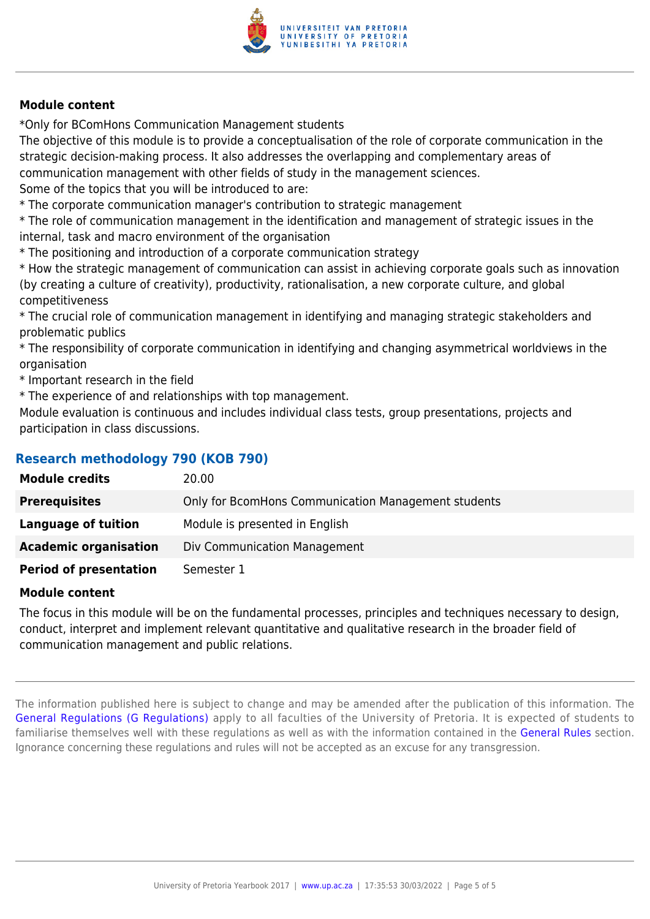**Module content**

*Only for BComHons Communication Management students

The objective of this module is to provide a conceptualisation of the role of corporate communication in the strategic decision-making process. It also addresses the overlapping and complementary areas of communication management with other fields of study in the management sciences.

Some of the topics that you will be introduced to are:

* The corporate communication manager's contribution to strategic management
* The role of communication management in the identification and management of strategic issues in the internal, task and macro environment of the organisation
* The positioning and introduction of a corporate communication strategy
* How the strategic management of communication can assist in achieving corporate goals such as innovation (by creating a culture of creativity), productivity, rationalisation, a new corporate culture, and global competitiveness
* The crucial role of communication management in identifying and managing strategic stakeholders and problematic publics
* The responsibility of corporate communication in identifying and changing asymmetrical worldviews in the organisation
* Important research in the field
* The experience of and relationships with top management.

Module evaluation is continuous and includes individual class tests, group presentations, projects and participation in class discussions.

## Research methodology 790 (KOB 790)

| | |
|---|---|
| **Module credits** | 20.00 |
| **Prerequisites** | Only for BcomHons Communication Management students |
| **Language of tuition** | Module is presented in English |
| **Academic organisation** | Div Communication Management |
| **Period of presentation** | Semester 1 |

**Module content**

The focus in this module will be on the fundamental processes, principles and techniques necessary to design, conduct, interpret and implement relevant quantitative and qualitative research in the broader field of communication management and public relations.

The information published here is subject to change and may be amended after the publication of this information. The General Regulations (G Regulations) apply to all faculties of the University of Pretoria. It is expected of students to familiarise themselves well with these regulations as well as with the information contained in the General Rules section. Ignorance concerning these regulations and rules will not be accepted as an excuse for any transgression.